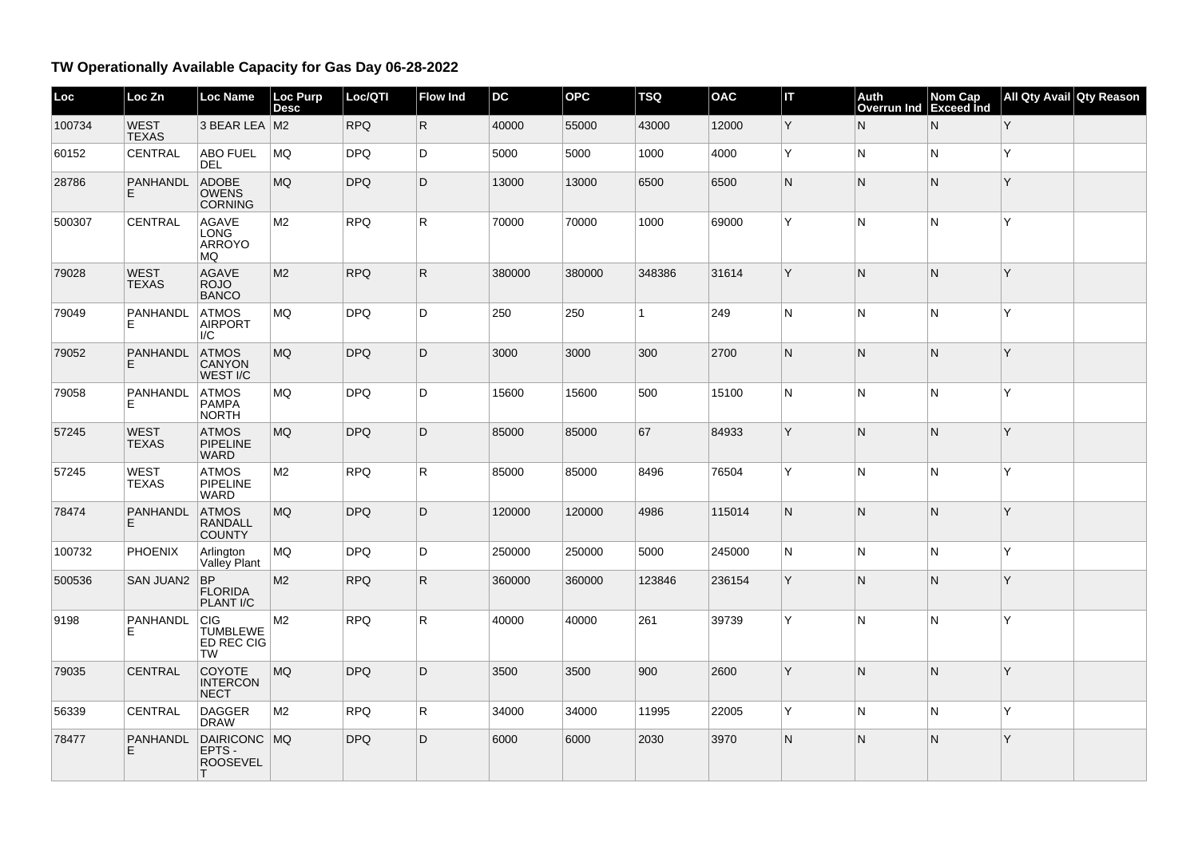## TW Operationally Available Capacity for Gas Day 06-28-2022

| Loc | Loc Zn | Loc Name | Loc Purp Desc | Loc/QTI | Flow Ind | DC | OPC | TSQ | OAC | IT | Auth Overrun Ind | Nom Cap Exceed Ind | All Qty Avail | Qty Reason |
|---|---|---|---|---|---|---|---|---|---|---|---|---|---|---|
| 100734 | WEST TEXAS | 3 BEAR LEA | M2 | RPQ | R | 40000 | 55000 | 43000 | 12000 | Y | N | N | Y | |
| 60152 | CENTRAL | ABO FUEL DEL | MQ | DPQ | D | 5000 | 5000 | 1000 | 4000 | Y | N | N | Y | |
| 28786 | PANHANDLE | ADOBE OWENS CORNING | MQ | DPQ | D | 13000 | 13000 | 6500 | 6500 | N | N | N | Y | |
| 500307 | CENTRAL | AGAVE LONG ARROYO MQ | M2 | RPQ | R | 70000 | 70000 | 1000 | 69000 | Y | N | N | Y | |
| 79028 | WEST TEXAS | AGAVE ROJO BANCO | M2 | RPQ | R | 380000 | 380000 | 348386 | 31614 | Y | N | N | Y | |
| 79049 | PANHANDLE | ATMOS AIRPORT I/C | MQ | DPQ | D | 250 | 250 | 1 | 249 | N | N | N | Y | |
| 79052 | PANHANDLE | ATMOS CANYON WEST I/C | MQ | DPQ | D | 3000 | 3000 | 300 | 2700 | N | N | N | Y | |
| 79058 | PANHANDLE | ATMOS PAMPA NORTH | MQ | DPQ | D | 15600 | 15600 | 500 | 15100 | N | N | N | Y | |
| 57245 | WEST TEXAS | ATMOS PIPELINE WARD | MQ | DPQ | D | 85000 | 85000 | 67 | 84933 | Y | N | N | Y | |
| 57245 | WEST TEXAS | ATMOS PIPELINE WARD | M2 | RPQ | R | 85000 | 85000 | 8496 | 76504 | Y | N | N | Y | |
| 78474 | PANHANDLE | ATMOS RANDALL COUNTY | MQ | DPQ | D | 120000 | 120000 | 4986 | 115014 | N | N | N | Y | |
| 100732 | PHOENIX | Arlington Valley Plant | MQ | DPQ | D | 250000 | 250000 | 5000 | 245000 | N | N | N | Y | |
| 500536 | SAN JUAN2 | BP FLORIDA PLANT I/C | M2 | RPQ | R | 360000 | 360000 | 123846 | 236154 | Y | N | N | Y | |
| 9198 | PANHANDLE | CIG TUMBLEWEED REC CIG TW | M2 | RPQ | R | 40000 | 40000 | 261 | 39739 | Y | N | N | Y | |
| 79035 | CENTRAL | COYOTE INTERCONNECT | MQ | DPQ | D | 3500 | 3500 | 900 | 2600 | Y | N | N | Y | |
| 56339 | CENTRAL | DAGGER DRAW | M2 | RPQ | R | 34000 | 34000 | 11995 | 22005 | Y | N | N | Y | |
| 78477 | PANHANDLE | DAIRICONCEPTS - ROOSEVELT | MQ | DPQ | D | 6000 | 6000 | 2030 | 3970 | N | N | N | Y | |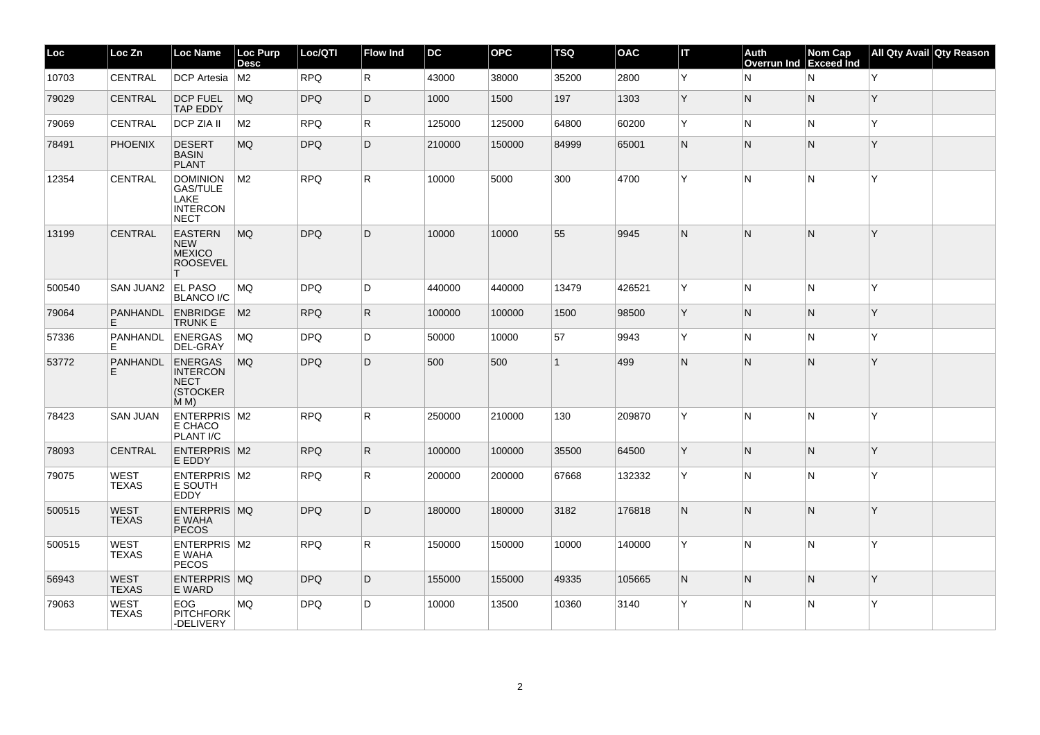| Loc | Loc Zn | Loc Name | Loc Purp Desc | Loc/QTI | Flow Ind | DC | OPC | TSQ | OAC | IT | Auth Overrun Ind | Nom Cap Exceed Ind | All Qty Avail | Qty Reason |
|---|---|---|---|---|---|---|---|---|---|---|---|---|---|---|
| 10703 | CENTRAL | DCP Artesia | M2 | RPQ | R | 43000 | 38000 | 35200 | 2800 | Y | N | N | Y | |
| 79029 | CENTRAL | DCP FUEL TAP EDDY | MQ | DPQ | D | 1000 | 1500 | 197 | 1303 | Y | N | N | Y | |
| 79069 | CENTRAL | DCP ZIA II | M2 | RPQ | R | 125000 | 125000 | 64800 | 60200 | Y | N | N | Y | |
| 78491 | PHOENIX | DESERT BASIN PLANT | MQ | DPQ | D | 210000 | 150000 | 84999 | 65001 | N | N | N | Y | |
| 12354 | CENTRAL | DOMINION GAS/TULE LAKE INTERCONNECT | M2 | RPQ | R | 10000 | 5000 | 300 | 4700 | Y | N | N | Y | |
| 13199 | CENTRAL | EASTERN NEW MEXICO ROOSEVELT | MQ | DPQ | D | 10000 | 10000 | 55 | 9945 | N | N | N | Y | |
| 500540 | SAN JUAN2 | EL PASO BLANCO I/C | MQ | DPQ | D | 440000 | 440000 | 13479 | 426521 | Y | N | N | Y | |
| 79064 | PANHANDLE | ENBRIDGE TRUNK E | M2 | RPQ | R | 100000 | 100000 | 1500 | 98500 | Y | N | N | Y | |
| 57336 | PANHANDLE | ENERGAS DEL-GRAY | MQ | DPQ | D | 50000 | 10000 | 57 | 9943 | Y | N | N | Y | |
| 53772 | PANHANDLE | ENERGAS INTERCONNECT (STOCKER M M) | MQ | DPQ | D | 500 | 500 | 1 | 499 | N | N | N | Y | |
| 78423 | SAN JUAN | ENTERPRISE CHACO PLANT I/C | M2 | RPQ | R | 250000 | 210000 | 130 | 209870 | Y | N | N | Y | |
| 78093 | CENTRAL | ENTERPRISE EDDY | M2 | RPQ | R | 100000 | 100000 | 35500 | 64500 | Y | N | N | Y | |
| 79075 | WEST TEXAS | ENTERPRISE SOUTH EDDY | M2 | RPQ | R | 200000 | 200000 | 67668 | 132332 | Y | N | N | Y | |
| 500515 | WEST TEXAS | ENTERPRISE WAHA PECOS | MQ | DPQ | D | 180000 | 180000 | 3182 | 176818 | N | N | N | Y | |
| 500515 | WEST TEXAS | ENTERPRISE WAHA PECOS | M2 | RPQ | R | 150000 | 150000 | 10000 | 140000 | Y | N | N | Y | |
| 56943 | WEST TEXAS | ENTERPRISE WARD | MQ | DPQ | D | 155000 | 155000 | 49335 | 105665 | N | N | N | Y | |
| 79063 | WEST TEXAS | EOG PITCHFORK-DELIVERY | MQ | DPQ | D | 10000 | 13500 | 10360 | 3140 | Y | N | N | Y | |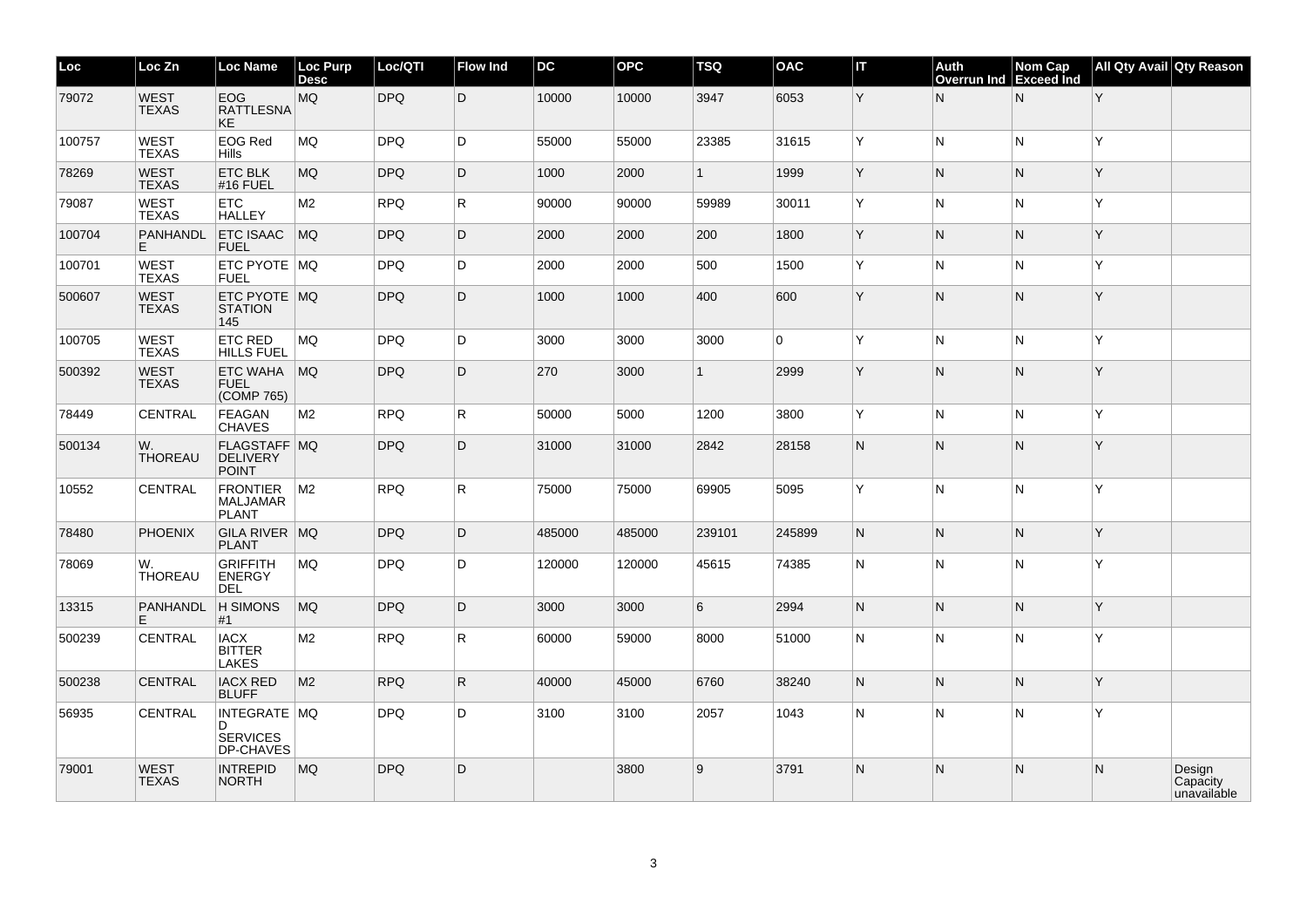| Loc | Loc Zn | Loc Name | Loc Purp Desc | Loc/QTI | Flow Ind | DC | OPC | TSQ | OAC | IT | Auth Overrun Ind | Nom Cap Exceed Ind | All Qty Avail | Qty Reason |
|---|---|---|---|---|---|---|---|---|---|---|---|---|---|---|
| 79072 | WEST TEXAS | EOG RATTLESNAKE | MQ | DPQ | D | 10000 | 10000 | 3947 | 6053 | Y | N | N | Y | |
| 100757 | WEST TEXAS | EOG Red Hills | MQ | DPQ | D | 55000 | 55000 | 23385 | 31615 | Y | N | N | Y | |
| 78269 | WEST TEXAS | ETC BLK #16 FUEL | MQ | DPQ | D | 1000 | 2000 | 1 | 1999 | Y | N | N | Y | |
| 79087 | WEST TEXAS | ETC HALLEY | M2 | RPQ | R | 90000 | 90000 | 59989 | 30011 | Y | N | N | Y | |
| 100704 | PANHANDLE | ETC ISAAC FUEL | MQ | DPQ | D | 2000 | 2000 | 200 | 1800 | Y | N | N | Y | |
| 100701 | WEST TEXAS | ETC PYOTE FUEL | MQ | DPQ | D | 2000 | 2000 | 500 | 1500 | Y | N | N | Y | |
| 500607 | WEST TEXAS | ETC PYOTE STATION 145 | MQ | DPQ | D | 1000 | 1000 | 400 | 600 | Y | N | N | Y | |
| 100705 | WEST TEXAS | ETC RED HILLS FUEL | MQ | DPQ | D | 3000 | 3000 | 3000 | 0 | Y | N | N | Y | |
| 500392 | WEST TEXAS | ETC WAHA FUEL (COMP 765) | MQ | DPQ | D | 270 | 3000 | 1 | 2999 | Y | N | N | Y | |
| 78449 | CENTRAL | FEAGAN CHAVES | M2 | RPQ | R | 50000 | 5000 | 1200 | 3800 | Y | N | N | Y | |
| 500134 | W. THOREAU | FLAGSTAFF DELIVERY POINT | MQ | DPQ | D | 31000 | 31000 | 2842 | 28158 | N | N | N | Y | |
| 10552 | CENTRAL | FRONTIER MALJAMAR PLANT | M2 | RPQ | R | 75000 | 75000 | 69905 | 5095 | Y | N | N | Y | |
| 78480 | PHOENIX | GILA RIVER PLANT | MQ | DPQ | D | 485000 | 485000 | 239101 | 245899 | N | N | N | Y | |
| 78069 | W. THOREAU | GRIFFITH ENERGY DEL | MQ | DPQ | D | 120000 | 120000 | 45615 | 74385 | N | N | N | Y | |
| 13315 | PANHANDLE | H SIMONS #1 | MQ | DPQ | D | 3000 | 3000 | 6 | 2994 | N | N | N | Y | |
| 500239 | CENTRAL | IACX BITTER LAKES | M2 | RPQ | R | 60000 | 59000 | 8000 | 51000 | N | N | N | Y | |
| 500238 | CENTRAL | IACX RED BLUFF | M2 | RPQ | R | 40000 | 45000 | 6760 | 38240 | N | N | N | Y | |
| 56935 | CENTRAL | INTEGRATED SERVICES DP-CHAVES | MQ | DPQ | D | 3100 | 3100 | 2057 | 1043 | N | N | N | Y | |
| 79001 | WEST TEXAS | INTREPID NORTH | MQ | DPQ | D | | 3800 | 9 | 3791 | N | N | N | N | Design Capacity unavailable |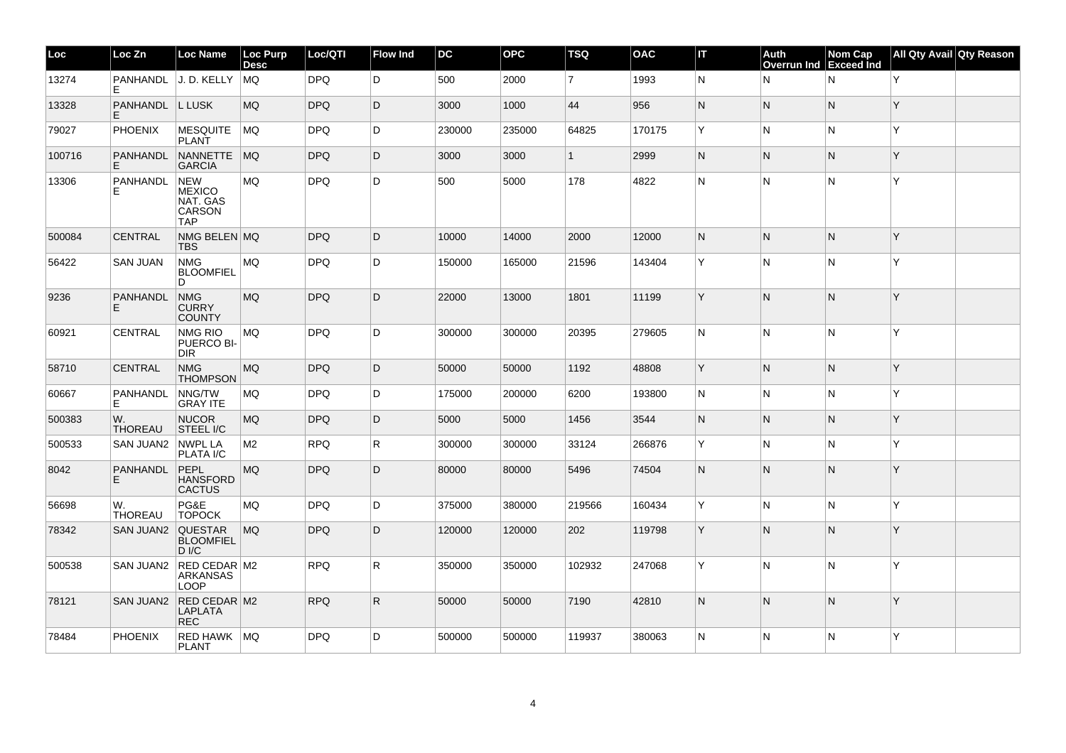| Loc | Loc Zn | Loc Name | Loc Purp Desc | Loc/QTI | Flow Ind | DC | OPC | TSQ | OAC | IT | Auth Overrun Ind | Nom Cap Exceed Ind | All Qty Avail | Qty Reason |
|---|---|---|---|---|---|---|---|---|---|---|---|---|---|---|
| 13274 | PANHANDLE | J. D. KELLY | MQ | DPQ | D | 500 | 2000 | 7 | 1993 | N | N | N | Y | |
| 13328 | PANHANDLE | L LUSK | MQ | DPQ | D | 3000 | 1000 | 44 | 956 | N | N | N | Y | |
| 79027 | PHOENIX | MESQUITE PLANT | MQ | DPQ | D | 230000 | 235000 | 64825 | 170175 | Y | N | N | Y | |
| 100716 | PANHANDLE | NANNETTE GARCIA | MQ | DPQ | D | 3000 | 3000 | 1 | 2999 | N | N | N | Y | |
| 13306 | PANHANDLE | NEW MEXICO NAT. GAS CARSON TAP | MQ | DPQ | D | 500 | 5000 | 178 | 4822 | N | N | N | Y | |
| 500084 | CENTRAL | NMG BELEN TBS | MQ | DPQ | D | 10000 | 14000 | 2000 | 12000 | N | N | N | Y | |
| 56422 | SAN JUAN | NMG BLOOMFIELD | MQ | DPQ | D | 150000 | 165000 | 21596 | 143404 | Y | N | N | Y | |
| 9236 | PANHANDLE | NMG CURRY COUNTY | MQ | DPQ | D | 22000 | 13000 | 1801 | 11199 | Y | N | N | Y | |
| 60921 | CENTRAL | NMG RIO PUERCO BI-DIR | MQ | DPQ | D | 300000 | 300000 | 20395 | 279605 | N | N | N | Y | |
| 58710 | CENTRAL | NMG THOMPSON | MQ | DPQ | D | 50000 | 50000 | 1192 | 48808 | Y | N | N | Y | |
| 60667 | PANHANDLE | NNG/TW GRAY ITE | MQ | DPQ | D | 175000 | 200000 | 6200 | 193800 | N | N | N | Y | |
| 500383 | W. THOREAU | NUCOR STEEL I/C | MQ | DPQ | D | 5000 | 5000 | 1456 | 3544 | N | N | N | Y | |
| 500533 | SAN JUAN2 | NWPL LA PLATA I/C | M2 | RPQ | R | 300000 | 300000 | 33124 | 266876 | Y | N | N | Y | |
| 8042 | PANHANDLE | PEPL HANSFORD CACTUS | MQ | DPQ | D | 80000 | 80000 | 5496 | 74504 | N | N | N | Y | |
| 56698 | W. THOREAU | PG&E TOPOCK | MQ | DPQ | D | 375000 | 380000 | 219566 | 160434 | Y | N | N | Y | |
| 78342 | SAN JUAN2 | QUESTAR BLOOMFIELD I/C | MQ | DPQ | D | 120000 | 120000 | 202 | 119798 | Y | N | N | Y | |
| 500538 | SAN JUAN2 | RED CEDAR ARKANSAS LOOP | M2 | RPQ | R | 350000 | 350000 | 102932 | 247068 | Y | N | N | Y | |
| 78121 | SAN JUAN2 | RED CEDAR LAPLATA REC | M2 | RPQ | R | 50000 | 50000 | 7190 | 42810 | N | N | N | Y | |
| 78484 | PHOENIX | RED HAWK PLANT | MQ | DPQ | D | 500000 | 500000 | 119937 | 380063 | N | N | N | Y | |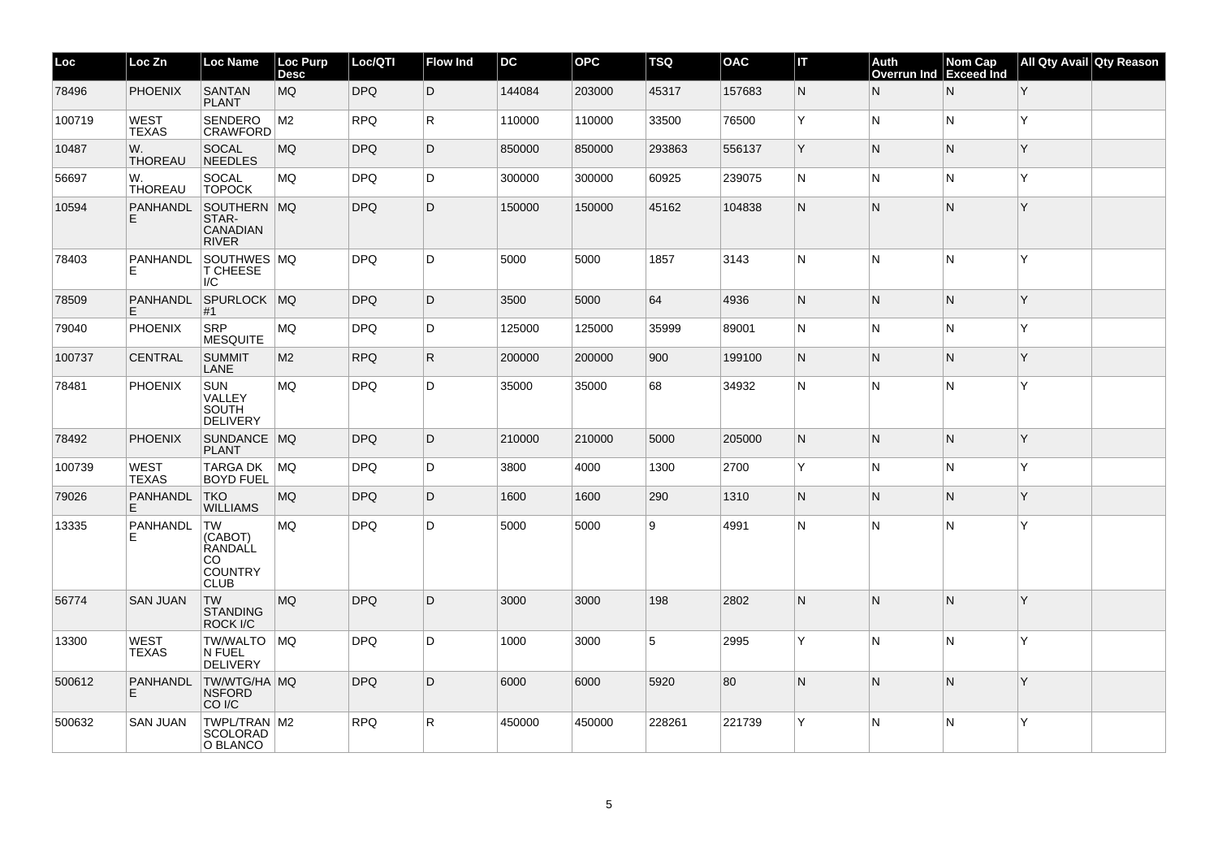| Loc | Loc Zn | Loc Name | Loc Purp Desc | Loc/QTI | Flow Ind | DC | OPC | TSQ | OAC | IT | Auth Overrun Ind | Nom Cap Exceed Ind | All Qty Avail | Qty Reason |
|---|---|---|---|---|---|---|---|---|---|---|---|---|---|---|
| 78496 | PHOENIX | SANTAN PLANT | MQ | DPQ | D | 144084 | 203000 | 45317 | 157683 | N | N | N | Y | |
| 100719 | WEST TEXAS | SENDERO CRAWFORD | M2 | RPQ | R | 110000 | 110000 | 33500 | 76500 | Y | N | N | Y | |
| 10487 | W. THOREAU | SOCAL NEEDLES | MQ | DPQ | D | 850000 | 850000 | 293863 | 556137 | Y | N | N | Y | |
| 56697 | W. THOREAU | SOCAL TOPOCK | MQ | DPQ | D | 300000 | 300000 | 60925 | 239075 | N | N | N | Y | |
| 10594 | PANHANDLE | SOUTHERN STAR-CANADIAN RIVER | MQ | DPQ | D | 150000 | 150000 | 45162 | 104838 | N | N | N | Y | |
| 78403 | PANHANDLE | SOUTHWEST CHEESE I/C | MQ | DPQ | D | 5000 | 5000 | 1857 | 3143 | N | N | N | Y | |
| 78509 | PANHANDLE | SPURLOCK #1 | MQ | DPQ | D | 3500 | 5000 | 64 | 4936 | N | N | N | Y | |
| 79040 | PHOENIX | SRP MESQUITE | MQ | DPQ | D | 125000 | 125000 | 35999 | 89001 | N | N | N | Y | |
| 100737 | CENTRAL | SUMMIT LANE | M2 | RPQ | R | 200000 | 200000 | 900 | 199100 | N | N | N | Y | |
| 78481 | PHOENIX | SUN VALLEY SOUTH DELIVERY | MQ | DPQ | D | 35000 | 35000 | 68 | 34932 | N | N | N | Y | |
| 78492 | PHOENIX | SUNDANCE PLANT | MQ | DPQ | D | 210000 | 210000 | 5000 | 205000 | N | N | N | Y | |
| 100739 | WEST TEXAS | TARGA DK BOYD FUEL | MQ | DPQ | D | 3800 | 4000 | 1300 | 2700 | Y | N | N | Y | |
| 79026 | PANHANDLE | TKO WILLIAMS | MQ | DPQ | D | 1600 | 1600 | 290 | 1310 | N | N | N | Y | |
| 13335 | PANHANDLE | TW (CABOT) RANDALL CO COUNTRY CLUB | MQ | DPQ | D | 5000 | 5000 | 9 | 4991 | N | N | N | Y | |
| 56774 | SAN JUAN | TW STANDING ROCK I/C | MQ | DPQ | D | 3000 | 3000 | 198 | 2802 | N | N | N | Y | |
| 13300 | WEST TEXAS | TW/WALTON FUEL DELIVERY | MQ | DPQ | D | 1000 | 3000 | 5 | 2995 | Y | N | N | Y | |
| 500612 | PANHANDLE | TW/WTG/HANSFORD CO I/C | MQ | DPQ | D | 6000 | 6000 | 5920 | 80 | N | N | N | Y | |
| 500632 | SAN JUAN | TWPL/TRANSCOLORADO BLANCO | M2 | RPQ | R | 450000 | 450000 | 228261 | 221739 | Y | N | N | Y | |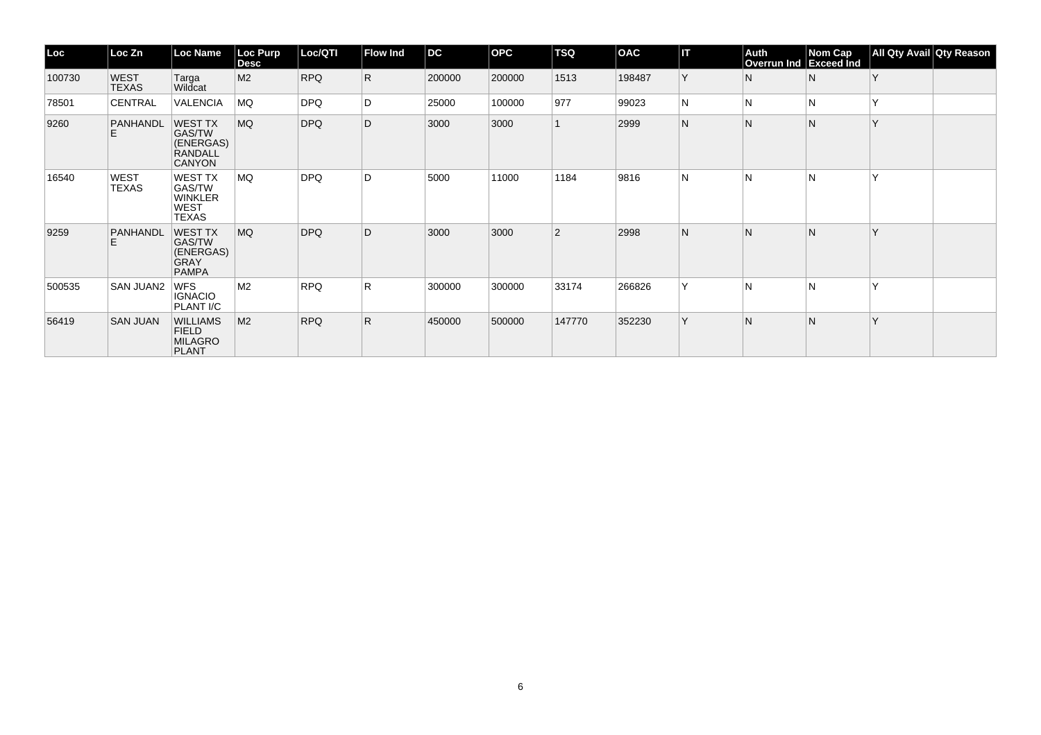| Loc | Loc Zn | Loc Name | Loc Purp Desc | Loc/QTI | Flow Ind | DC | OPC | TSQ | OAC | IT | Auth Overrun Ind | Nom Cap Exceed Ind | All Qty Avail | Qty Reason |
|---|---|---|---|---|---|---|---|---|---|---|---|---|---|---|
| 100730 | WEST TEXAS | Targa Wildcat | M2 | RPQ | R | 200000 | 200000 | 1513 | 198487 | Y | N | N | Y | |
| 78501 | CENTRAL | VALENCIA | MQ | DPQ | D | 25000 | 100000 | 977 | 99023 | N | N | N | Y | |
| 9260 | PANHANDLE | WEST TX GAS/TW (ENERGAS) RANDALL CANYON | MQ | DPQ | D | 3000 | 3000 | 1 | 2999 | N | N | N | Y | |
| 16540 | WEST TEXAS | WEST TX GAS/TW WINKLER WEST TEXAS | MQ | DPQ | D | 5000 | 11000 | 1184 | 9816 | N | N | N | Y | |
| 9259 | PANHANDLE | WEST TX GAS/TW (ENERGAS) GRAY PAMPA | MQ | DPQ | D | 3000 | 3000 | 2 | 2998 | N | N | N | Y | |
| 500535 | SAN JUAN2 | WFS IGNACIO PLANT I/C | M2 | RPQ | R | 300000 | 300000 | 33174 | 266826 | Y | N | N | Y | |
| 56419 | SAN JUAN | WILLIAMS FIELD MILAGRO PLANT | M2 | RPQ | R | 450000 | 500000 | 147770 | 352230 | Y | N | N | Y | |